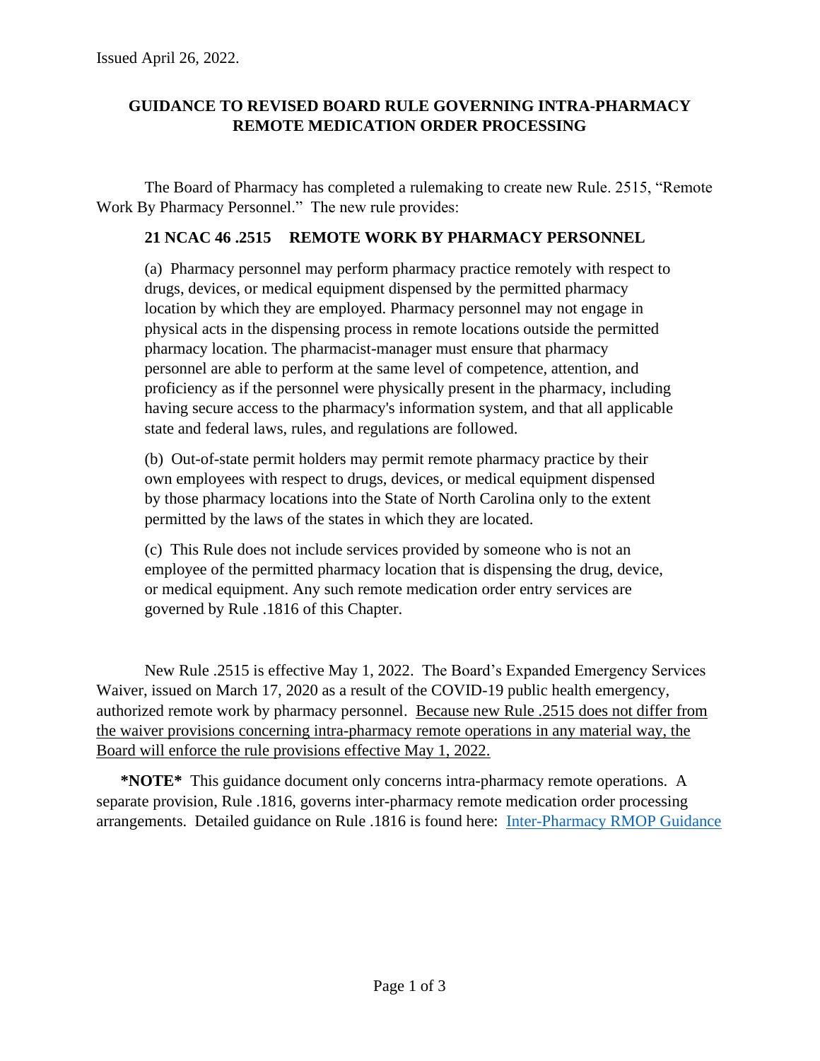Issued April 26, 2022.

## GUIDANCE TO REVISED BOARD RULE GOVERNING INTRA-PHARMACY REMOTE MEDICATION ORDER PROCESSING

The Board of Pharmacy has completed a rulemaking to create new Rule. 2515, "Remote Work By Pharmacy Personnel." The new rule provides:

### 21 NCAC 46 .2515 REMOTE WORK BY PHARMACY PERSONNEL

(a) Pharmacy personnel may perform pharmacy practice remotely with respect to drugs, devices, or medical equipment dispensed by the permitted pharmacy location by which they are employed. Pharmacy personnel may not engage in physical acts in the dispensing process in remote locations outside the permitted pharmacy location. The pharmacist-manager must ensure that pharmacy personnel are able to perform at the same level of competence, attention, and proficiency as if the personnel were physically present in the pharmacy, including having secure access to the pharmacy's information system, and that all applicable state and federal laws, rules, and regulations are followed.

(b) Out-of-state permit holders may permit remote pharmacy practice by their own employees with respect to drugs, devices, or medical equipment dispensed by those pharmacy locations into the State of North Carolina only to the extent permitted by the laws of the states in which they are located.

(c) This Rule does not include services provided by someone who is not an employee of the permitted pharmacy location that is dispensing the drug, device, or medical equipment. Any such remote medication order entry services are governed by Rule .1816 of this Chapter.

New Rule .2515 is effective May 1, 2022. The Board's Expanded Emergency Services Waiver, issued on March 17, 2020 as a result of the COVID-19 public health emergency, authorized remote work by pharmacy personnel. Because new Rule .2515 does not differ from the waiver provisions concerning intra-pharmacy remote operations in any material way, the Board will enforce the rule provisions effective May 1, 2022.

**\*NOTE\*** This guidance document only concerns intra-pharmacy remote operations. A separate provision, Rule .1816, governs inter-pharmacy remote medication order processing arrangements. Detailed guidance on Rule .1816 is found here: Inter-Pharmacy RMOP Guidance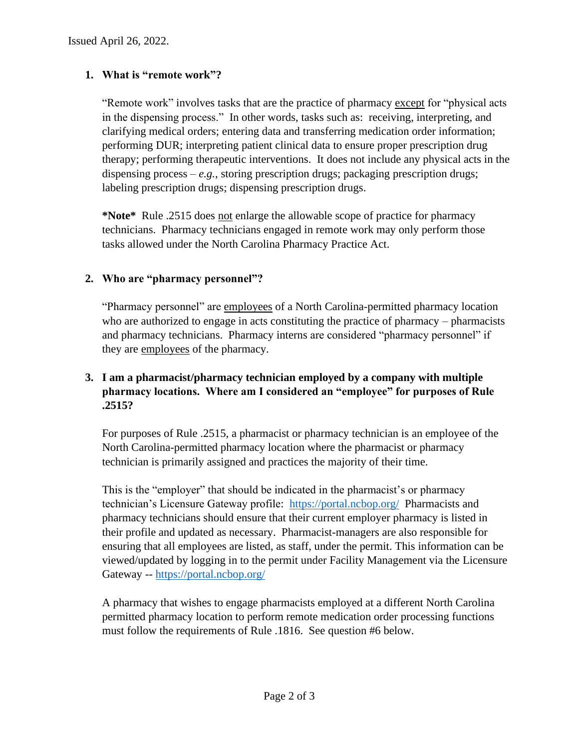Issued April 26, 2022.

1. **What is "remote work"?**

   "Remote work" involves tasks that are the practice of pharmacy <u>except</u> for "physical acts in the dispensing process." In other words, tasks such as: receiving, interpreting, and clarifying medical orders; entering data and transferring medication order information; performing DUR; interpreting patient clinical data to ensure proper prescription drug therapy; performing therapeutic interventions. It does not include any physical acts in the dispensing process – *e.g.*, storing prescription drugs; packaging prescription drugs; labeling prescription drugs; dispensing prescription drugs.

   **\*Note\*** Rule .2515 does <u>not</u> enlarge the allowable scope of practice for pharmacy technicians. Pharmacy technicians engaged in remote work may only perform those tasks allowed under the North Carolina Pharmacy Practice Act.

2. **Who are "pharmacy personnel"?**

   "Pharmacy personnel" are <u>employees</u> of a North Carolina-permitted pharmacy location who are authorized to engage in acts constituting the practice of pharmacy – pharmacists and pharmacy technicians. Pharmacy interns are considered "pharmacy personnel" if they are <u>employees</u> of the pharmacy.

3. **I am a pharmacist/pharmacy technician employed by a company with multiple pharmacy locations. Where am I considered an "employee" for purposes of Rule .2515?**

   For purposes of Rule .2515, a pharmacist or pharmacy technician is an employee of the North Carolina-permitted pharmacy location where the pharmacist or pharmacy technician is primarily assigned and practices the majority of their time.

   This is the "employer" that should be indicated in the pharmacist's or pharmacy technician's Licensure Gateway profile: https://portal.ncbop.org/ Pharmacists and pharmacy technicians should ensure that their current employer pharmacy is listed in their profile and updated as necessary. Pharmacist-managers are also responsible for ensuring that all employees are listed, as staff, under the permit. This information can be viewed/updated by logging in to the permit under Facility Management via the Licensure Gateway -- https://portal.ncbop.org/

   A pharmacy that wishes to engage pharmacists employed at a different North Carolina permitted pharmacy location to perform remote medication order processing functions must follow the requirements of Rule .1816. See question #6 below.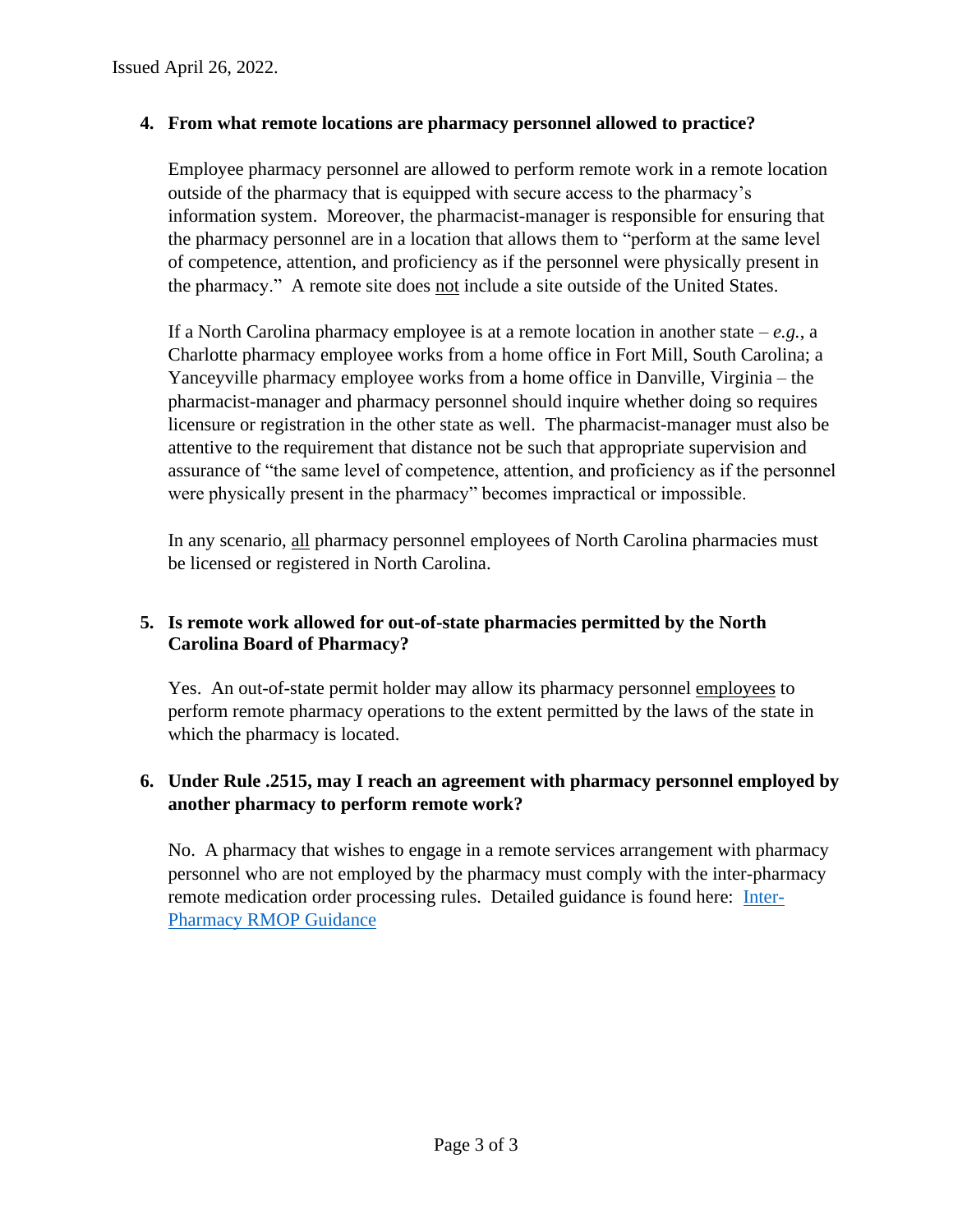Issued April 26, 2022.

**4. From what remote locations are pharmacy personnel allowed to practice?**

Employee pharmacy personnel are allowed to perform remote work in a remote location outside of the pharmacy that is equipped with secure access to the pharmacy's information system. Moreover, the pharmacist-manager is responsible for ensuring that the pharmacy personnel are in a location that allows them to "perform at the same level of competence, attention, and proficiency as if the personnel were physically present in the pharmacy." A remote site does <u>not</u> include a site outside of the United States.

If a North Carolina pharmacy employee is at a remote location in another state – *e.g.*, a Charlotte pharmacy employee works from a home office in Fort Mill, South Carolina; a Yanceyville pharmacy employee works from a home office in Danville, Virginia – the pharmacist-manager and pharmacy personnel should inquire whether doing so requires licensure or registration in the other state as well. The pharmacist-manager must also be attentive to the requirement that distance not be such that appropriate supervision and assurance of "the same level of competence, attention, and proficiency as if the personnel were physically present in the pharmacy" becomes impractical or impossible.

In any scenario, <u>all</u> pharmacy personnel employees of North Carolina pharmacies must be licensed or registered in North Carolina.

**5. Is remote work allowed for out-of-state pharmacies permitted by the North Carolina Board of Pharmacy?**

Yes. An out-of-state permit holder may allow its pharmacy personnel <u>employees</u> to perform remote pharmacy operations to the extent permitted by the laws of the state in which the pharmacy is located.

**6. Under Rule .2515, may I reach an agreement with pharmacy personnel employed by another pharmacy to perform remote work?**

No. A pharmacy that wishes to engage in a remote services arrangement with pharmacy personnel who are not employed by the pharmacy must comply with the inter-pharmacy remote medication order processing rules. Detailed guidance is found here: Inter-Pharmacy RMOP Guidance